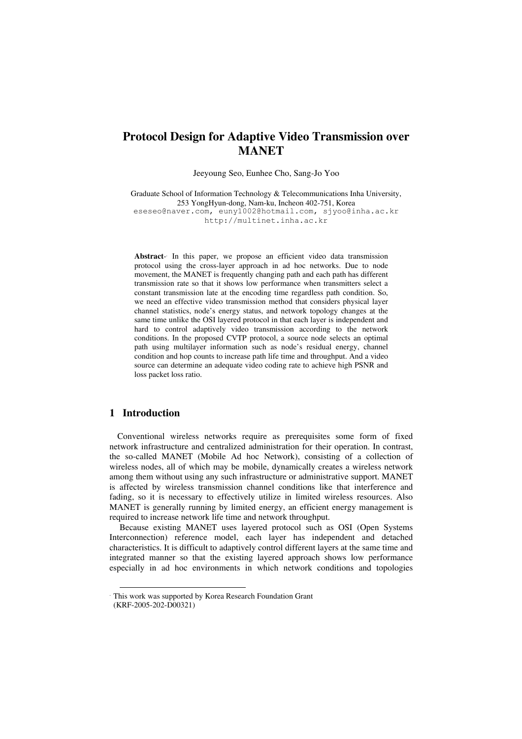# Protocol Design for Adaptive Video Transmission over MANET

Jeeyoung Seo, Eunhee Cho, Sang-Jo Yoo

Graduate School of Information Technology & Telecommunications Inha University, 253 YongHyun-dong, Nam-ku, Incheon 402-751, Korea
eseseo@naver.com, euny1002@hotmail.com, sjyoo@inha.ac.kr
http://multinet.inha.ac.kr

**Abstract**· In this paper, we propose an efficient video data transmission protocol using the cross-layer approach in ad hoc networks. Due to node movement, the MANET is frequently changing path and each path has different transmission rate so that it shows low performance when transmitters select a constant transmission late at the encoding time regardless path condition. So, we need an effective video transmission method that considers physical layer channel statistics, node's energy status, and network topology changes at the same time unlike the OSI layered protocol in that each layer is independent and hard to control adaptively video transmission according to the network conditions. In the proposed CVTP protocol, a source node selects an optimal path using multilayer information such as node's residual energy, channel condition and hop counts to increase path life time and throughput. And a video source can determine an adequate video coding rate to achieve high PSNR and loss packet loss ratio.

## 1 Introduction

Conventional wireless networks require as prerequisites some form of fixed network infrastructure and centralized administration for their operation. In contrast, the so-called MANET (Mobile Ad hoc Network), consisting of a collection of wireless nodes, all of which may be mobile, dynamically creates a wireless network among them without using any such infrastructure or administrative support. MANET is affected by wireless transmission channel conditions like that interference and fading, so it is necessary to effectively utilize in limited wireless resources. Also MANET is generally running by limited energy, an efficient energy management is required to increase network life time and network throughput.

Because existing MANET uses layered protocol such as OSI (Open Systems Interconnection) reference model, each layer has independent and detached characteristics. It is difficult to adaptively control different layers at the same time and integrated manner so that the existing layered approach shows low performance especially in ad hoc environments in which network conditions and topologies

· This work was supported by Korea Research Foundation Grant (KRF-2005-202-D00321)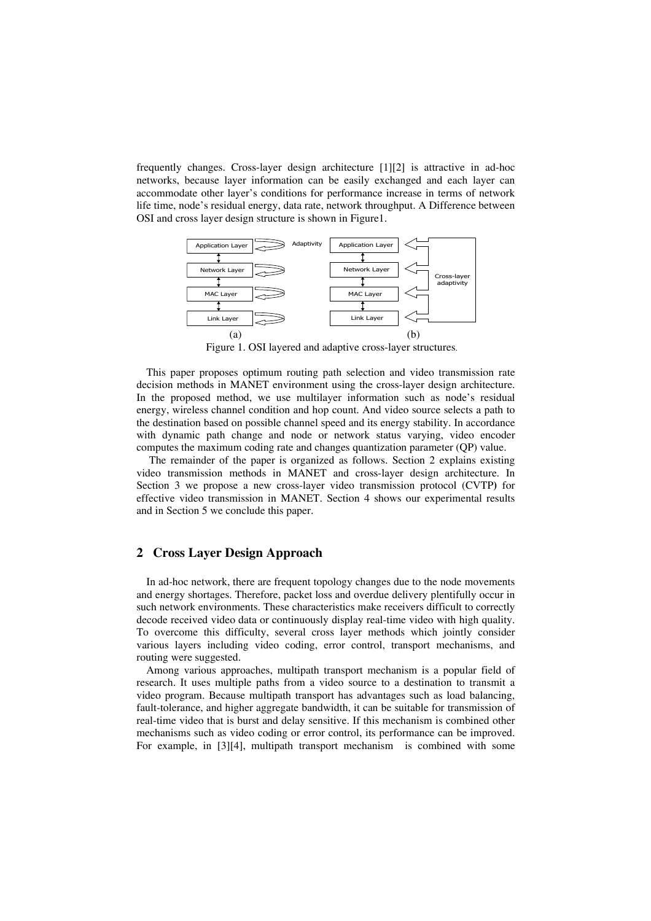frequently changes. Cross-layer design architecture [1][2] is attractive in ad-hoc networks, because layer information can be easily exchanged and each layer can accommodate other layer's conditions for performance increase in terms of network life time, node's residual energy, data rate, network throughput. A Difference between OSI and cross layer design structure is shown in Figure1.

Figure 1. OSI layered and adaptive cross-layer structures.

This paper proposes optimum routing path selection and video transmission rate decision methods in MANET environment using the cross-layer design architecture. In the proposed method, we use multilayer information such as node's residual energy, wireless channel condition and hop count. And video source selects a path to the destination based on possible channel speed and its energy stability. In accordance with dynamic path change and node or network status varying, video encoder computes the maximum coding rate and changes quantization parameter (QP) value.

The remainder of the paper is organized as follows. Section 2 explains existing video transmission methods in MANET and cross-layer design architecture. In Section 3 we propose a new cross-layer video transmission protocol (CVTP) for effective video transmission in MANET. Section 4 shows our experimental results and in Section 5 we conclude this paper.

## 2 Cross Layer Design Approach

In ad-hoc network, there are frequent topology changes due to the node movements and energy shortages. Therefore, packet loss and overdue delivery plentifully occur in such network environments. These characteristics make receivers difficult to correctly decode received video data or continuously display real-time video with high quality. To overcome this difficulty, several cross layer methods which jointly consider various layers including video coding, error control, transport mechanisms, and routing were suggested.

Among various approaches, multipath transport mechanism is a popular field of research. It uses multiple paths from a video source to a destination to transmit a video program. Because multipath transport has advantages such as load balancing, fault-tolerance, and higher aggregate bandwidth, it can be suitable for transmission of real-time video that is burst and delay sensitive. If this mechanism is combined other mechanisms such as video coding or error control, its performance can be improved. For example, in [3][4], multipath transport mechanism is combined with some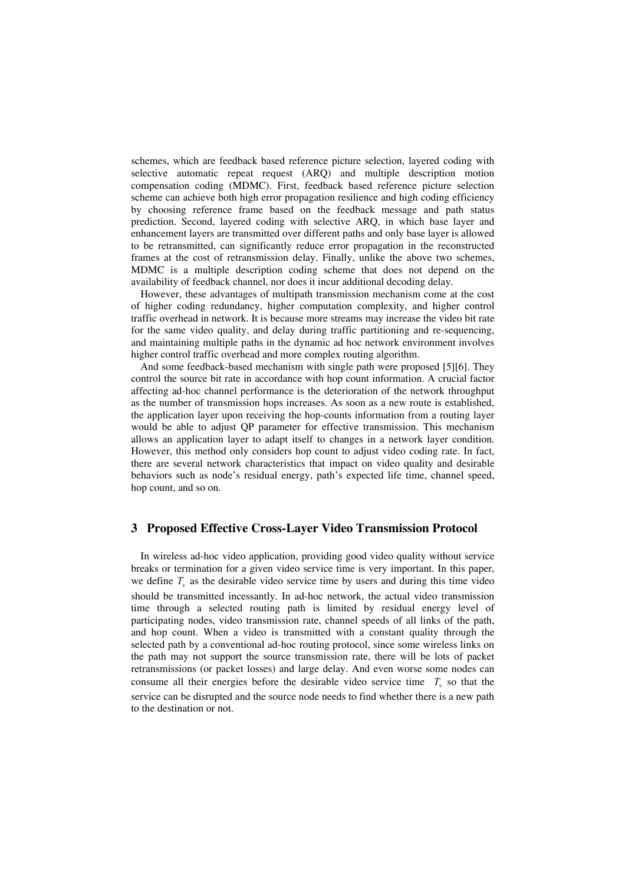schemes, which are feedback based reference picture selection, layered coding with selective automatic repeat request (ARQ) and multiple description motion compensation coding (MDMC). First, feedback based reference picture selection scheme can achieve both high error propagation resilience and high coding efficiency by choosing reference frame based on the feedback message and path status prediction. Second, layered coding with selective ARQ, in which base layer and enhancement layers are transmitted over different paths and only base layer is allowed to be retransmitted, can significantly reduce error propagation in the reconstructed frames at the cost of retransmission delay. Finally, unlike the above two schemes, MDMC is a multiple description coding scheme that does not depend on the availability of feedback channel, nor does it incur additional decoding delay.

However, these advantages of multipath transmission mechanism come at the cost of higher coding redundancy, higher computation complexity, and higher control traffic overhead in network. It is because more streams may increase the video bit rate for the same video quality, and delay during traffic partitioning and re-sequencing, and maintaining multiple paths in the dynamic ad hoc network environment involves higher control traffic overhead and more complex routing algorithm.

And some feedback-based mechanism with single path were proposed [5][6]. They control the source bit rate in accordance with hop count information. A crucial factor affecting ad-hoc channel performance is the deterioration of the network throughput as the number of transmission hops increases. As soon as a new route is established, the application layer upon receiving the hop-counts information from a routing layer would be able to adjust QP parameter for effective transmission. This mechanism allows an application layer to adapt itself to changes in a network layer condition. However, this method only considers hop count to adjust video coding rate. In fact, there are several network characteristics that impact on video quality and desirable behaviors such as node's residual energy, path's expected life time, channel speed, hop count, and so on.

## 3 Proposed Effective Cross-Layer Video Transmission Protocol

In wireless ad-hoc video application, providing good video quality without service breaks or termination for a given video service time is very important. In this paper, we define $T_v$ as the desirable video service time by users and during this time video should be transmitted incessantly. In ad-hoc network, the actual video transmission time through a selected routing path is limited by residual energy level of participating nodes, video transmission rate, channel speeds of all links of the path, and hop count. When a video is transmitted with a constant quality through the selected path by a conventional ad-hoc routing protocol, since some wireless links on the path may not support the source transmission rate, there will be lots of packet retransmissions (or packet losses) and large delay. And even worse some nodes can consume all their energies before the desirable video service time $T_v$ so that the service can be disrupted and the source node needs to find whether there is a new path to the destination or not.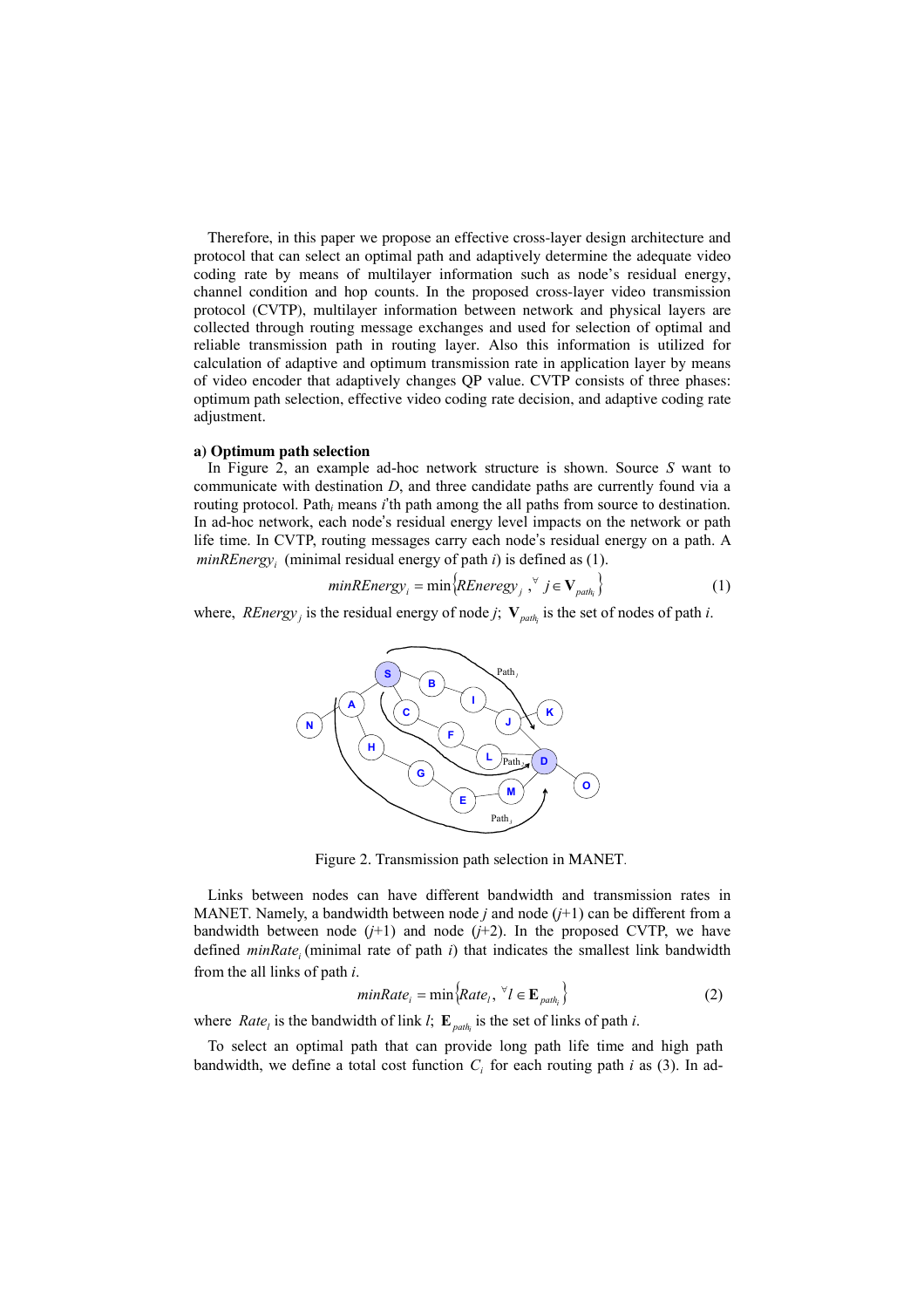Therefore, in this paper we propose an effective cross-layer design architecture and protocol that can select an optimal path and adaptively determine the adequate video coding rate by means of multilayer information such as node's residual energy, channel condition and hop counts. In the proposed cross-layer video transmission protocol (CVTP), multilayer information between network and physical layers are collected through routing message exchanges and used for selection of optimal and reliable transmission path in routing layer. Also this information is utilized for calculation of adaptive and optimum transmission rate in application layer by means of video encoder that adaptively changes QP value. CVTP consists of three phases: optimum path selection, effective video coding rate decision, and adaptive coding rate adjustment.

**a) Optimum path selection**

In Figure 2, an example ad-hoc network structure is shown. Source *S* want to communicate with destination *D*, and three candidate paths are currently found via a routing protocol. Path$_i$ means *i*'th path among the all paths from source to destination. In ad-hoc network, each node's residual energy level impacts on the network or path life time. In CVTP, routing messages carry each node's residual energy on a path. A $minREnergy_i$ (minimal residual energy of path *i*) is defined as (1).

$$minREnergy_i = \min\left\{REnergy_j, \forall j \in \mathbf{V}_{path_i}\right\} \tag{1}$$

where, $REnergy_j$ is the residual energy of node *j*; $\mathbf{V}_{path_i}$ is the set of nodes of path *i*.

Figure 2. Transmission path selection in MANET.

Links between nodes can have different bandwidth and transmission rates in MANET. Namely, a bandwidth between node *j* and node (*j*+1) can be different from a bandwidth between node (*j*+1) and node (*j*+2). In the proposed CVTP, we have defined $minRate_i$ (minimal rate of path *i*) that indicates the smallest link bandwidth from the all links of path *i*.

$$minRate_i = \min\left\{Rate_l, \forall l \in \mathbf{E}_{path_i}\right\} \tag{2}$$

where $Rate_l$ is the bandwidth of link *l*; $\mathbf{E}_{path_i}$ is the set of links of path *i*.

To select an optimal path that can provide long path life time and high path bandwidth, we define a total cost function $C_i$ for each routing path *i* as (3). In ad-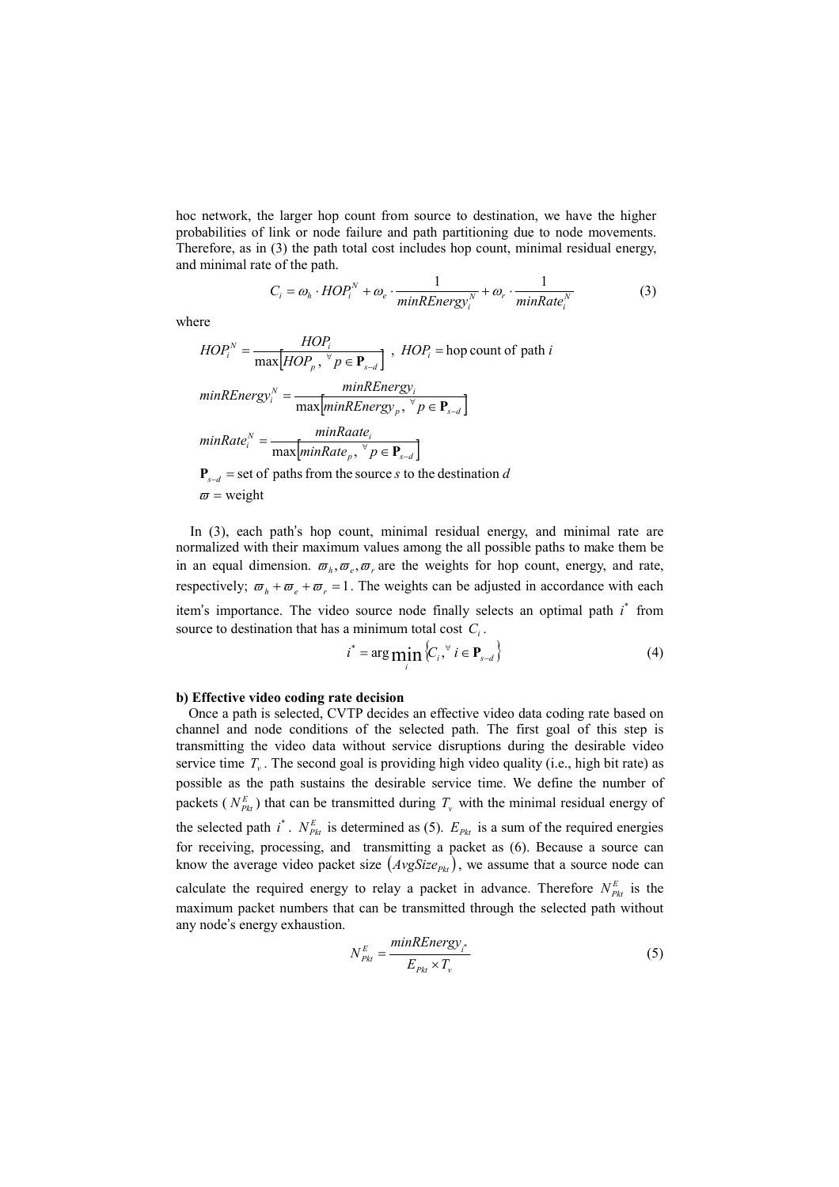hoc network, the larger hop count from source to destination, we have the higher probabilities of link or node failure and path partitioning due to node movements. Therefore, as in (3) the path total cost includes hop count, minimal residual energy, and minimal rate of the path.

$$C_i = \omega_h \cdot HOP_i^N + \omega_e \cdot \frac{1}{minREnergy_i^N} + \omega_r \cdot \frac{1}{minRate_i^N} \tag{3}$$

where

$$HOP_i^N = \frac{HOP_i}{\max\left[HOP_p, \ ^{\forall} p \in \mathbf{P}_{s-d}\right]}, \ HOP_i = \text{hop count of path } i$$

$$minREnergy_i^N = \frac{minREnergy_i}{\max\left[minREnergy_p, \ ^{\forall} p \in \mathbf{P}_{s-d}\right]}$$

$$minRate_i^N = \frac{minRaate_i}{\max\left[minRate_p, \ ^{\forall} p \in \mathbf{P}_{s-d}\right]}$$

$\mathbf{P}_{s-d}$ = set of paths from the source $s$ to the destination $d$

$\varpi$ = weight

In (3), each path's hop count, minimal residual energy, and minimal rate are normalized with their maximum values among the all possible paths to make them be in an equal dimension. $\varpi_h, \varpi_e, \varpi_r$ are the weights for hop count, energy, and rate, respectively; $\varpi_h + \varpi_e + \varpi_r = 1$. The weights can be adjusted in accordance with each item's importance. The video source node finally selects an optimal path $i^*$ from source to destination that has a minimum total cost $C_i$.

$$i^* = \arg\min_i \left\{C_i, ^{\forall} i \in \mathbf{P}_{s-d}\right\} \tag{4}$$

**b) Effective video coding rate decision**

Once a path is selected, CVTP decides an effective video data coding rate based on channel and node conditions of the selected path. The first goal of this step is transmitting the video data without service disruptions during the desirable video service time $T_v$. The second goal is providing high video quality (i.e., high bit rate) as possible as the path sustains the desirable service time. We define the number of packets ($N_{Pkt}^E$) that can be transmitted during $T_v$ with the minimal residual energy of the selected path $i^*$. $N_{Pkt}^E$ is determined as (5). $E_{Pkt}$ is a sum of the required energies for receiving, processing, and transmitting a packet as (6). Because a source can know the average video packet size $\left(AvgSize_{Pkt}\right)$, we assume that a source node can calculate the required energy to relay a packet in advance. Therefore $N_{Pkt}^E$ is the maximum packet numbers that can be transmitted through the selected path without any node's energy exhaustion.

$$N_{Pkt}^E = \frac{minREnergy_{i^*}}{E_{Pkt} \times T_v} \tag{5}$$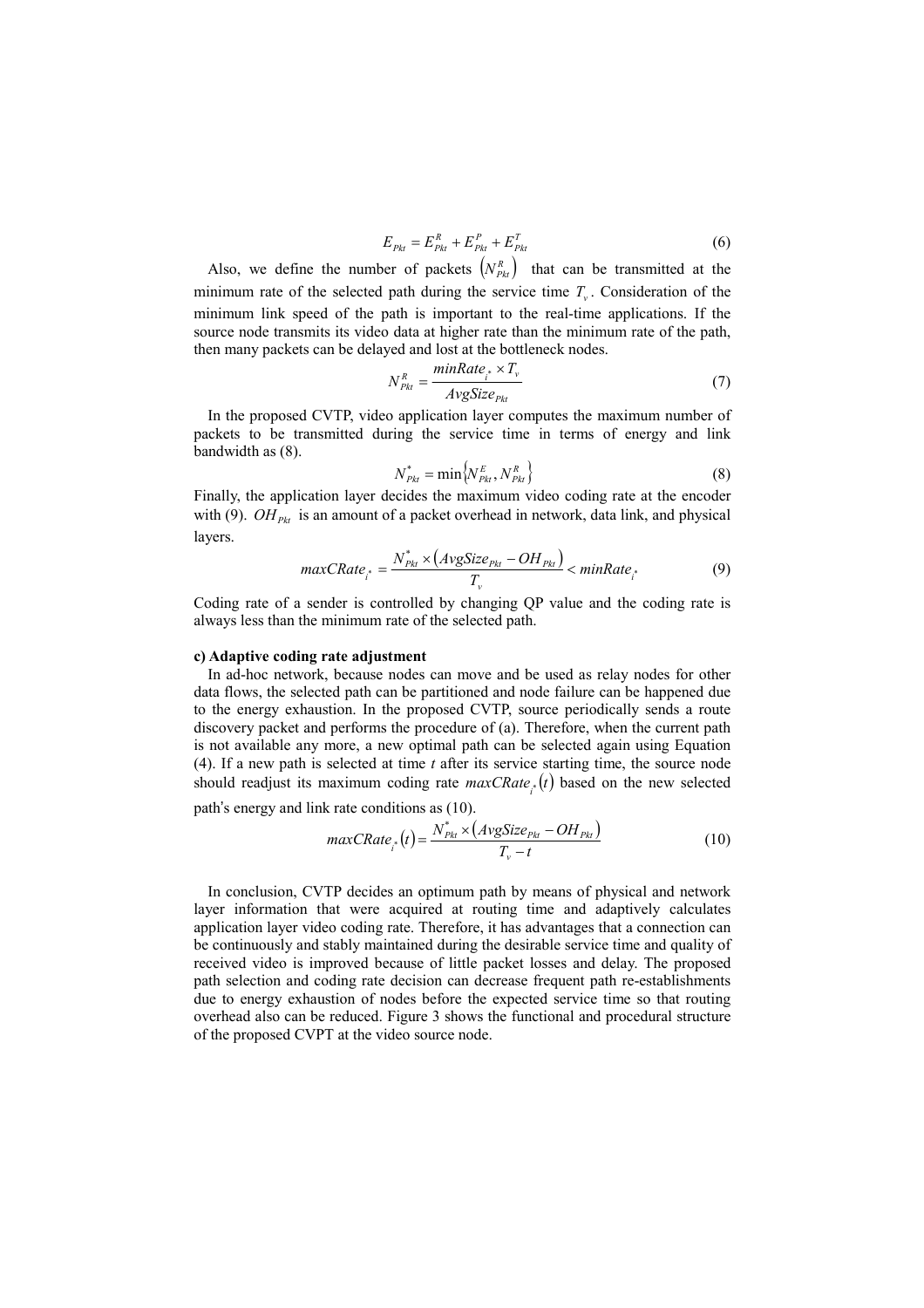$$E_{Pkt} = E_{Pkt}^{R} + E_{Pkt}^{P} + E_{Pkt}^{T} \tag{6}$$

Also, we define the number of packets $\left(N_{Pkt}^{R}\right)$ that can be transmitted at the minimum rate of the selected path during the service time $T_v$. Consideration of the minimum link speed of the path is important to the real-time applications. If the source node transmits its video data at higher rate than the minimum rate of the path, then many packets can be delayed and lost at the bottleneck nodes.

$$N_{Pkt}^{R} = \frac{minRate_{i^*} \times T_v}{AvgSize_{Pkt}} \tag{7}$$

In the proposed CVTP, video application layer computes the maximum number of packets to be transmitted during the service time in terms of energy and link bandwidth as (8).

$$N_{Pkt}^{*} = \min\left\{N_{Pkt}^{E}, N_{Pkt}^{R}\right\} \tag{8}$$

Finally, the application layer decides the maximum video coding rate at the encoder with (9). $OH_{Pkt}$ is an amount of a packet overhead in network, data link, and physical layers.

$$maxCRate_{i^*} = \frac{N_{Pkt}^{*} \times \left(AvgSize_{Pkt} - OH_{Pkt}\right)}{T_v} < minRate_{i^*} \tag{9}$$

Coding rate of a sender is controlled by changing QP value and the coding rate is always less than the minimum rate of the selected path.

**c) Adaptive coding rate adjustment**

In ad-hoc network, because nodes can move and be used as relay nodes for other data flows, the selected path can be partitioned and node failure can be happened due to the energy exhaustion. In the proposed CVTP, source periodically sends a route discovery packet and performs the procedure of (a). Therefore, when the current path is not available any more, a new optimal path can be selected again using Equation (4). If a new path is selected at time $t$ after its service starting time, the source node should readjust its maximum coding rate $maxCRate_{i^*}(t)$ based on the new selected path's energy and link rate conditions as (10).

$$maxCRate_{i^*}(t) = \frac{N_{Pkt}^{*} \times \left(AvgSize_{Pkt} - OH_{Pkt}\right)}{T_v - t} \tag{10}$$

In conclusion, CVTP decides an optimum path by means of physical and network layer information that were acquired at routing time and adaptively calculates application layer video coding rate. Therefore, it has advantages that a connection can be continuously and stably maintained during the desirable service time and quality of received video is improved because of little packet losses and delay. The proposed path selection and coding rate decision can decrease frequent path re-establishments due to energy exhaustion of nodes before the expected service time so that routing overhead also can be reduced. Figure 3 shows the functional and procedural structure of the proposed CVPT at the video source node.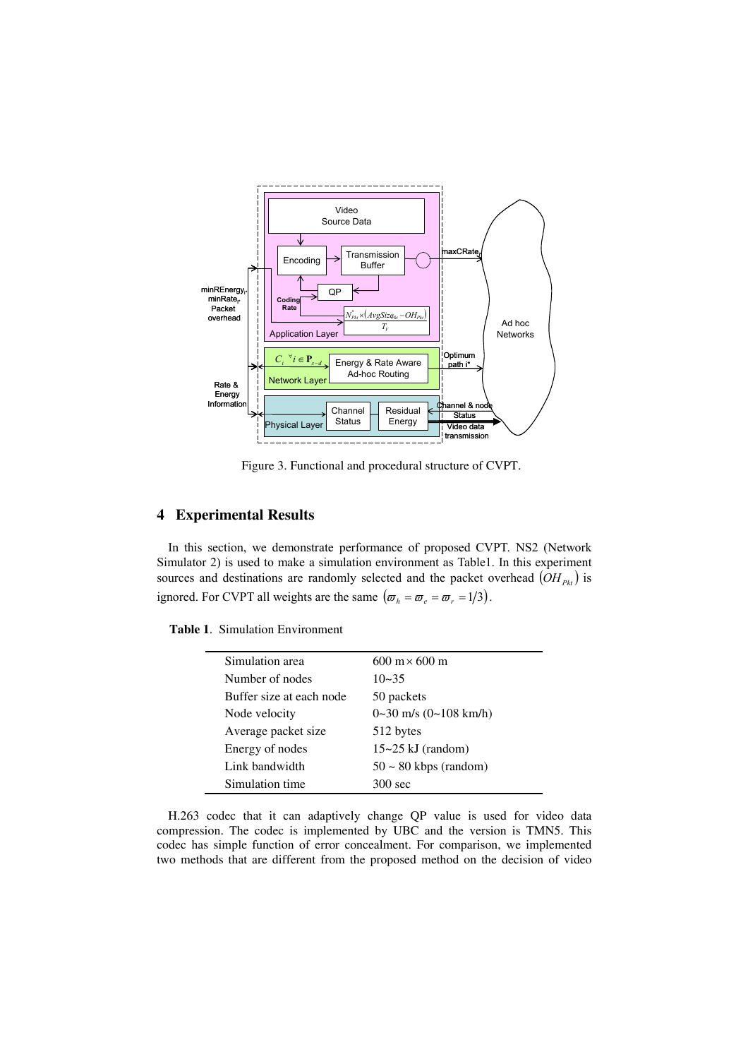Figure 3. Functional and procedural structure of CVPT.

## 4 Experimental Results

In this section, we demonstrate performance of proposed CVPT. NS2 (Network Simulator 2) is used to make a simulation environment as Table1. In this experiment sources and destinations are randomly selected and the packet overhead $(OH_{Pkt})$ is ignored. For CVPT all weights are the same $(\varpi_h = \varpi_e = \varpi_r = 1/3)$.

**Table 1**. Simulation Environment

| | |
|---|---|
| Simulation area | 600 m × 600 m |
| Number of nodes | 10~35 |
| Buffer size at each node | 50 packets |
| Node velocity | 0~30 m/s (0~108 km/h) |
| Average packet size | 512 bytes |
| Energy of nodes | 15~25 kJ (random) |
| Link bandwidth | 50 ~ 80 kbps (random) |
| Simulation time | 300 sec |

H.263 codec that it can adaptively change QP value is used for video data compression. The codec is implemented by UBC and the version is TMN5. This codec has simple function of error concealment. For comparison, we implemented two methods that are different from the proposed method on the decision of video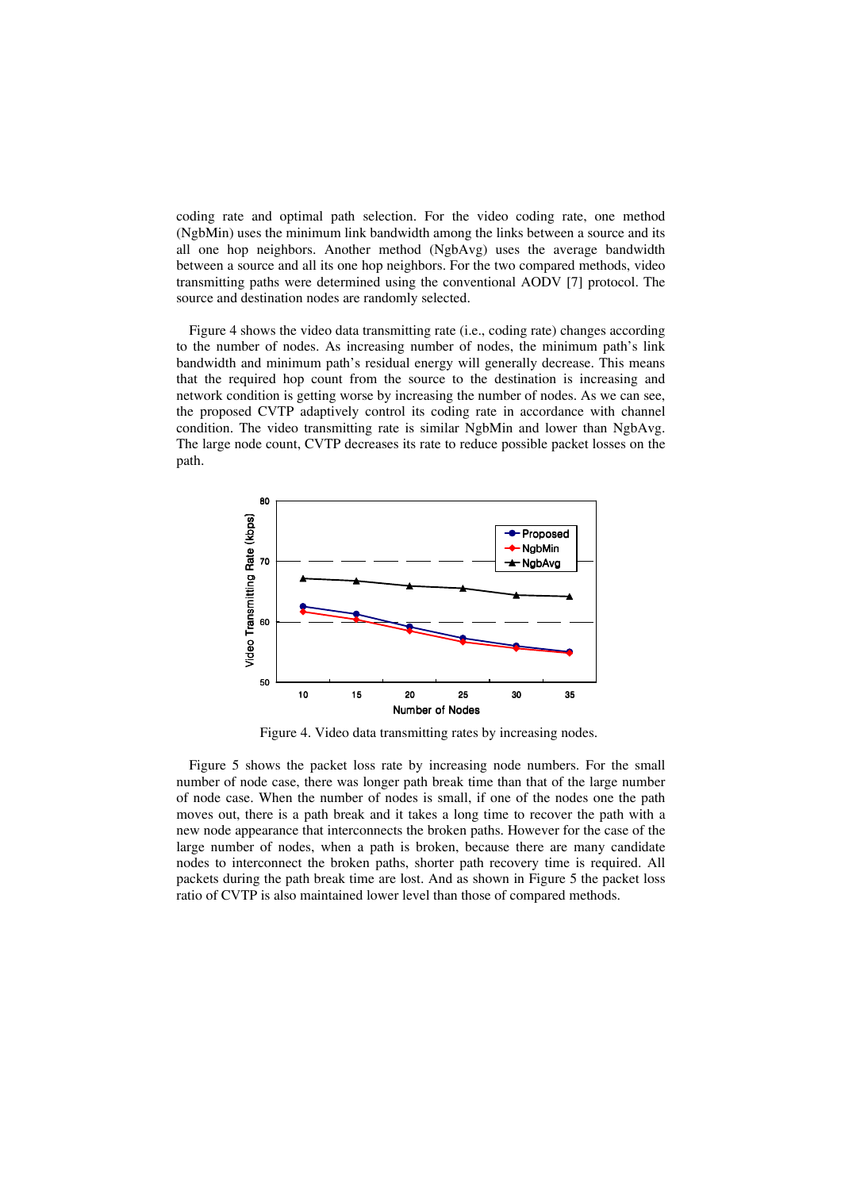coding rate and optimal path selection. For the video coding rate, one method (NgbMin) uses the minimum link bandwidth among the links between a source and its all one hop neighbors. Another method (NgbAvg) uses the average bandwidth between a source and all its one hop neighbors. For the two compared methods, video transmitting paths were determined using the conventional AODV [7] protocol. The source and destination nodes are randomly selected.

Figure 4 shows the video data transmitting rate (i.e., coding rate) changes according to the number of nodes. As increasing number of nodes, the minimum path's link bandwidth and minimum path's residual energy will generally decrease. This means that the required hop count from the source to the destination is increasing and network condition is getting worse by increasing the number of nodes. As we can see, the proposed CVTP adaptively control its coding rate in accordance with channel condition. The video transmitting rate is similar NgbMin and lower than NgbAvg. The large node count, CVTP decreases its rate to reduce possible packet losses on the path.

Figure 4. Video data transmitting rates by increasing nodes.

Figure 5 shows the packet loss rate by increasing node numbers. For the small number of node case, there was longer path break time than that of the large number of node case. When the number of nodes is small, if one of the nodes one the path moves out, there is a path break and it takes a long time to recover the path with a new node appearance that interconnects the broken paths. However for the case of the large number of nodes, when a path is broken, because there are many candidate nodes to interconnect the broken paths, shorter path recovery time is required. All packets during the path break time are lost. And as shown in Figure 5 the packet loss ratio of CVTP is also maintained lower level than those of compared methods.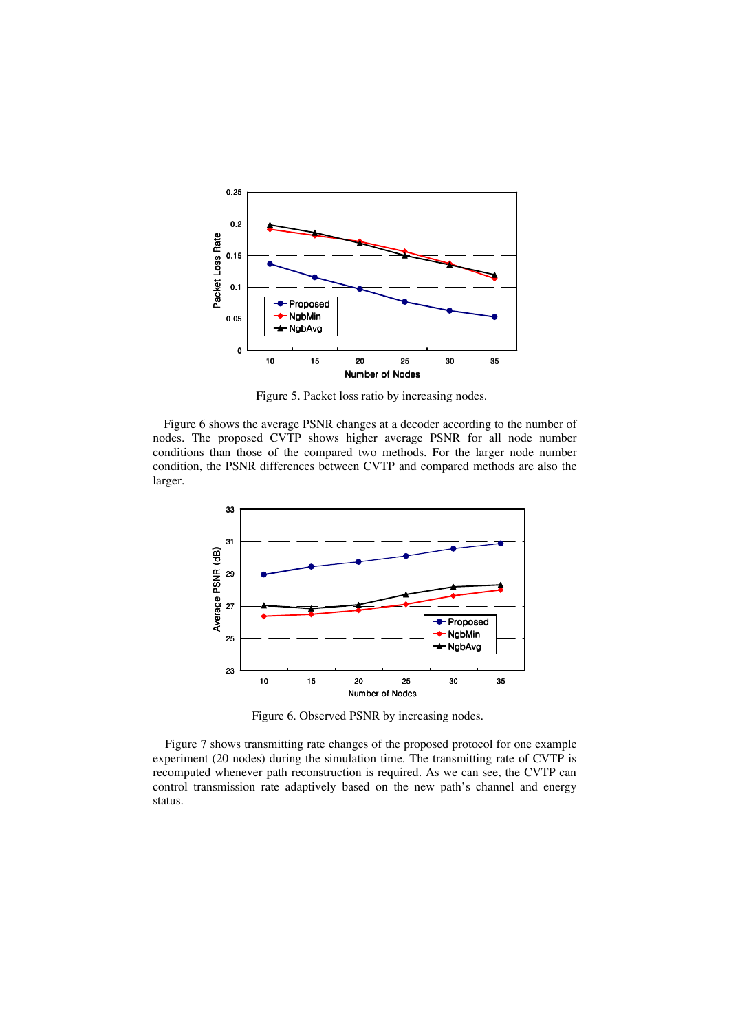Figure 5. Packet loss ratio by increasing nodes.

Figure 6 shows the average PSNR changes at a decoder according to the number of nodes. The proposed CVTP shows higher average PSNR for all node number conditions than those of the compared two methods. For the larger node number condition, the PSNR differences between CVTP and compared methods are also the larger.

Figure 6. Observed PSNR by increasing nodes.

Figure 7 shows transmitting rate changes of the proposed protocol for one example experiment (20 nodes) during the simulation time. The transmitting rate of CVTP is recomputed whenever path reconstruction is required. As we can see, the CVTP can control transmission rate adaptively based on the new path's channel and energy status.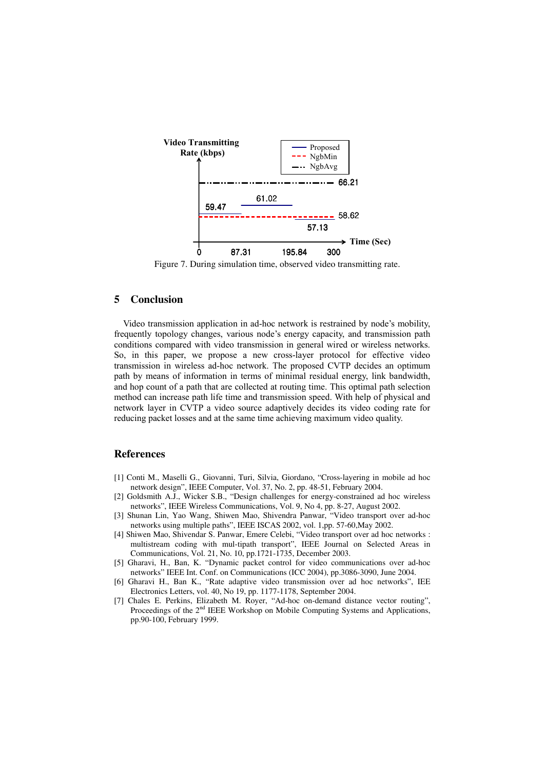Video Transmitting Rate (kbps)

Proposed

NgbMin

NgbAvg

66.21

61.02

59.47

58.62

57.13

Time (Sec)

0

87.31

195.84

300

Figure 7. During simulation time, observed video transmitting rate.

## 5 Conclusion

Video transmission application in ad-hoc network is restrained by node's mobility, frequently topology changes, various node's energy capacity, and transmission path conditions compared with video transmission in general wired or wireless networks. So, in this paper, we propose a new cross-layer protocol for effective video transmission in wireless ad-hoc network. The proposed CVTP decides an optimum path by means of information in terms of minimal residual energy, link bandwidth, and hop count of a path that are collected at routing time. This optimal path selection method can increase path life time and transmission speed. With help of physical and network layer in CVTP a video source adaptively decides its video coding rate for reducing packet losses and at the same time achieving maximum video quality.

## References

[1] Conti M., Maselli G., Giovanni, Turi, Silvia, Giordano, "Cross-layering in mobile ad hoc network design", IEEE Computer, Vol. 37, No. 2, pp. 48-51, February 2004.

[2] Goldsmith A.J., Wicker S.B., "Design challenges for energy-constrained ad hoc wireless networks", IEEE Wireless Communications, Vol. 9, No 4, pp. 8-27, August 2002.

[3] Shunan Lin, Yao Wang, Shiwen Mao, Shivendra Panwar, "Video transport over ad-hoc networks using multiple paths", IEEE ISCAS 2002, vol. 1,pp. 57-60,May 2002.

[4] Shiwen Mao, Shivendar S. Panwar, Emere Celebi, "Video transport over ad hoc networks : multistream coding with mul-tipath transport", IEEE Journal on Selected Areas in Communications, Vol. 21, No. 10, pp.1721-1735, December 2003.

[5] Gharavi, H., Ban, K. "Dynamic packet control for video communications over ad-hoc networks" IEEE Int. Conf. on Communications (ICC 2004), pp.3086-3090, June 2004.

[6] Gharavi H., Ban K., "Rate adaptive video transmission over ad hoc networks", IEE Electronics Letters, vol. 40, No 19, pp. 1177-1178, September 2004.

[7] Chales E. Perkins, Elizabeth M. Royer, "Ad-hoc on-demand distance vector routing", Proceedings of the 2nd IEEE Workshop on Mobile Computing Systems and Applications, pp.90-100, February 1999.